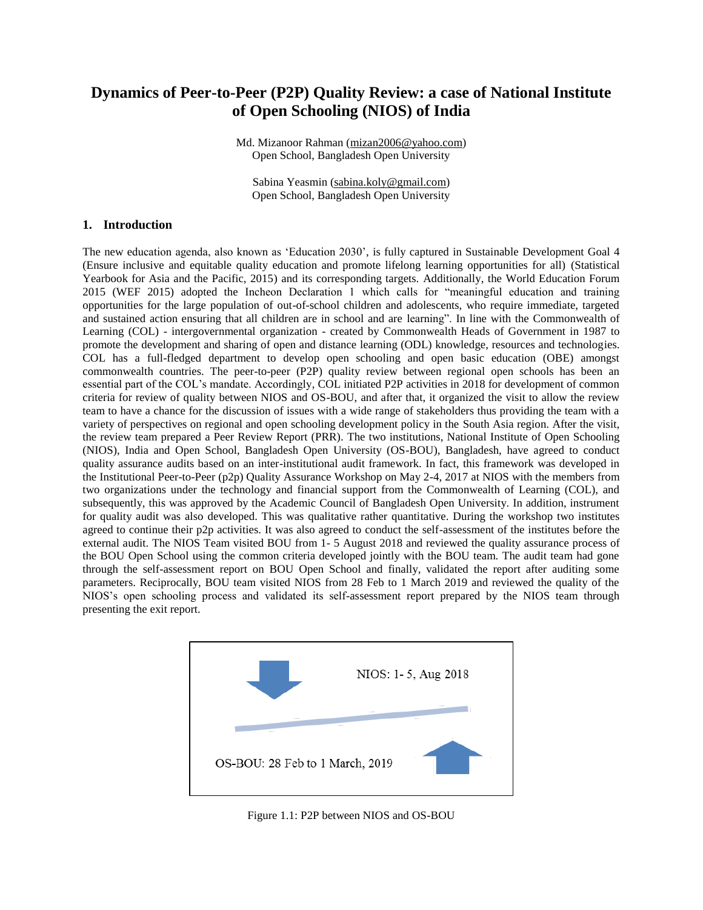# Dynamics of Peer-to-Peer (P2P) Quality Review: a case of National Institute of Open Schooling (NIOS) of India

Md. Mizanoor Rahman (mizan2006@yahoo.com)
Open School, Bangladesh Open University

Sabina Yeasmin (sabina.koly@gmail.com)
Open School, Bangladesh Open University

## 1. Introduction

The new education agenda, also known as 'Education 2030', is fully captured in Sustainable Development Goal 4 (Ensure inclusive and equitable quality education and promote lifelong learning opportunities for all) (Statistical Yearbook for Asia and the Pacific, 2015) and its corresponding targets. Additionally, the World Education Forum 2015 (WEF 2015) adopted the Incheon Declaration 1 which calls for "meaningful education and training opportunities for the large population of out-of-school children and adolescents, who require immediate, targeted and sustained action ensuring that all children are in school and are learning". In line with the Commonwealth of Learning (COL) - intergovernmental organization - created by Commonwealth Heads of Government in 1987 to promote the development and sharing of open and distance learning (ODL) knowledge, resources and technologies. COL has a full-fledged department to develop open schooling and open basic education (OBE) amongst commonwealth countries. The peer-to-peer (P2P) quality review between regional open schools has been an essential part of the COL's mandate. Accordingly, COL initiated P2P activities in 2018 for development of common criteria for review of quality between NIOS and OS-BOU, and after that, it organized the visit to allow the review team to have a chance for the discussion of issues with a wide range of stakeholders thus providing the team with a variety of perspectives on regional and open schooling development policy in the South Asia region. After the visit, the review team prepared a Peer Review Report (PRR). The two institutions, National Institute of Open Schooling (NIOS), India and Open School, Bangladesh Open University (OS-BOU), Bangladesh, have agreed to conduct quality assurance audits based on an inter-institutional audit framework. In fact, this framework was developed in the Institutional Peer-to-Peer (p2p) Quality Assurance Workshop on May 2-4, 2017 at NIOS with the members from two organizations under the technology and financial support from the Commonwealth of Learning (COL), and subsequently, this was approved by the Academic Council of Bangladesh Open University. In addition, instrument for quality audit was also developed. This was qualitative rather quantitative. During the workshop two institutes agreed to continue their p2p activities. It was also agreed to conduct the self-assessment of the institutes before the external audit. The NIOS Team visited BOU from 1- 5 August 2018 and reviewed the quality assurance process of the BOU Open School using the common criteria developed jointly with the BOU team. The audit team had gone through the self-assessment report on BOU Open School and finally, validated the report after auditing some parameters. Reciprocally, BOU team visited NIOS from 28 Feb to 1 March 2019 and reviewed the quality of the NIOS's open schooling process and validated its self-assessment report prepared by the NIOS team through presenting the exit report.

NIOS: 1- 5, Aug 2018

OS-BOU: 28 Feb to 1 March, 2019

Figure 1.1: P2P between NIOS and OS-BOU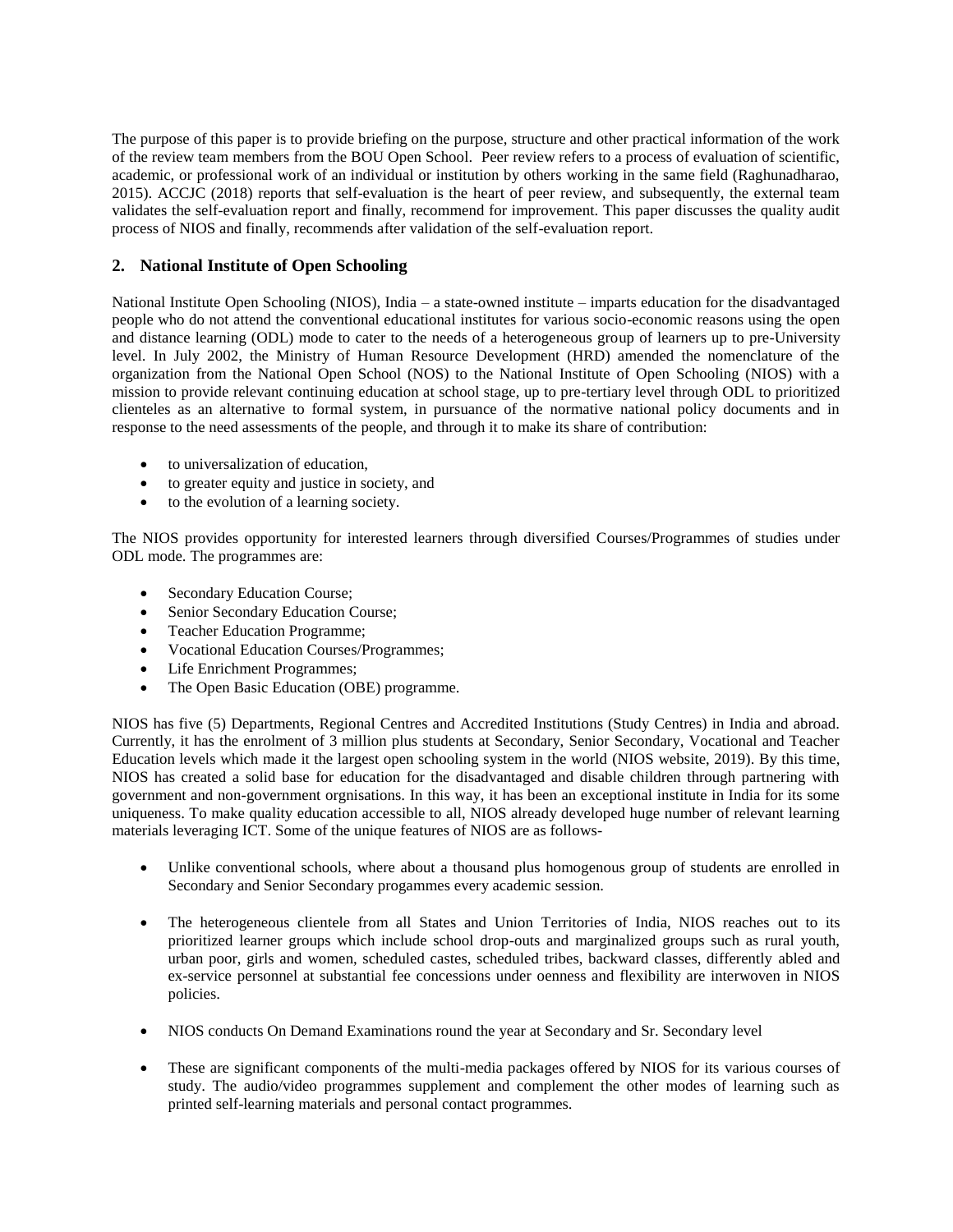The purpose of this paper is to provide briefing on the purpose, structure and other practical information of the work of the review team members from the BOU Open School. Peer review refers to a process of evaluation of scientific, academic, or professional work of an individual or institution by others working in the same field (Raghunadharao, 2015). ACCJC (2018) reports that self-evaluation is the heart of peer review, and subsequently, the external team validates the self-evaluation report and finally, recommend for improvement. This paper discusses the quality audit process of NIOS and finally, recommends after validation of the self-evaluation report.

## 2. National Institute of Open Schooling

National Institute Open Schooling (NIOS), India – a state-owned institute – imparts education for the disadvantaged people who do not attend the conventional educational institutes for various socio-economic reasons using the open and distance learning (ODL) mode to cater to the needs of a heterogeneous group of learners up to pre-University level. In July 2002, the Ministry of Human Resource Development (HRD) amended the nomenclature of the organization from the National Open School (NOS) to the National Institute of Open Schooling (NIOS) with a mission to provide relevant continuing education at school stage, up to pre-tertiary level through ODL to prioritized clienteles as an alternative to formal system, in pursuance of the normative national policy documents and in response to the need assessments of the people, and through it to make its share of contribution:

- to universalization of education,
- to greater equity and justice in society, and
- to the evolution of a learning society.

The NIOS provides opportunity for interested learners through diversified Courses/Programmes of studies under ODL mode. The programmes are:

- Secondary Education Course;
- Senior Secondary Education Course;
- Teacher Education Programme;
- Vocational Education Courses/Programmes;
- Life Enrichment Programmes;
- The Open Basic Education (OBE) programme.

NIOS has five (5) Departments, Regional Centres and Accredited Institutions (Study Centres) in India and abroad. Currently, it has the enrolment of 3 million plus students at Secondary, Senior Secondary, Vocational and Teacher Education levels which made it the largest open schooling system in the world (NIOS website, 2019). By this time, NIOS has created a solid base for education for the disadvantaged and disable children through partnering with government and non-government orgnisations. In this way, it has been an exceptional institute in India for its some uniqueness. To make quality education accessible to all, NIOS already developed huge number of relevant learning materials leveraging ICT. Some of the unique features of NIOS are as follows-

- Unlike conventional schools, where about a thousand plus homogenous group of students are enrolled in Secondary and Senior Secondary progammes every academic session.

- The heterogeneous clientele from all States and Union Territories of India, NIOS reaches out to its prioritized learner groups which include school drop-outs and marginalized groups such as rural youth, urban poor, girls and women, scheduled castes, scheduled tribes, backward classes, differently abled and ex-service personnel at substantial fee concessions under oenness and flexibility are interwoven in NIOS policies.

- NIOS conducts On Demand Examinations round the year at Secondary and Sr. Secondary level

- These are significant components of the multi-media packages offered by NIOS for its various courses of study. The audio/video programmes supplement and complement the other modes of learning such as printed self-learning materials and personal contact programmes.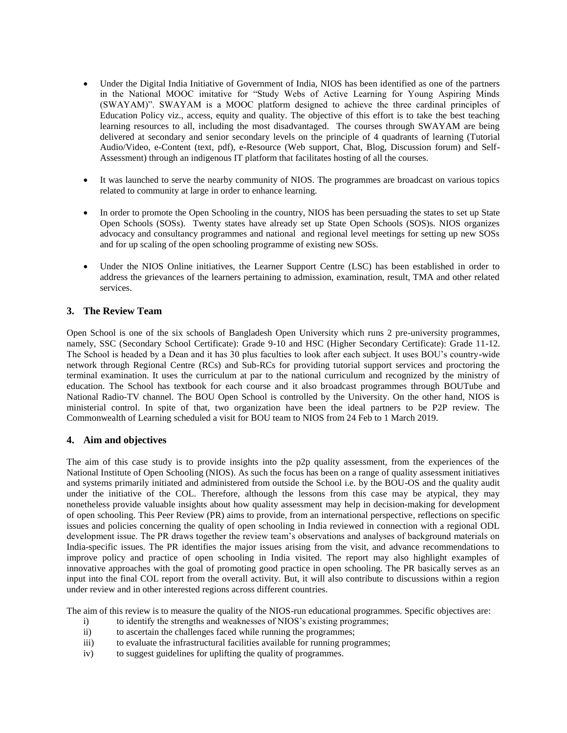- Under the Digital India Initiative of Government of India, NIOS has been identified as one of the partners in the National MOOC imitative for "Study Webs of Active Learning for Young Aspiring Minds (SWAYAM)". SWAYAM is a MOOC platform designed to achieve the three cardinal principles of Education Policy viz., access, equity and quality. The objective of this effort is to take the best teaching learning resources to all, including the most disadvantaged. The courses through SWAYAM are being delivered at secondary and senior secondary levels on the principle of 4 quadrants of learning (Tutorial Audio/Video, e-Content (text, pdf), e-Resource (Web support, Chat, Blog, Discussion forum) and Self-Assessment) through an indigenous IT platform that facilitates hosting of all the courses.

- It was launched to serve the nearby community of NIOS. The programmes are broadcast on various topics related to community at large in order to enhance learning.

- In order to promote the Open Schooling in the country, NIOS has been persuading the states to set up State Open Schools (SOSs). Twenty states have already set up State Open Schools (SOS)s. NIOS organizes advocacy and consultancy programmes and national and regional level meetings for setting up new SOSs and for up scaling of the open schooling programme of existing new SOSs.

- Under the NIOS Online initiatives, the Learner Support Centre (LSC) has been established in order to address the grievances of the learners pertaining to admission, examination, result, TMA and other related services.

## 3. The Review Team

Open School is one of the six schools of Bangladesh Open University which runs 2 pre-university programmes, namely, SSC (Secondary School Certificate): Grade 9-10 and HSC (Higher Secondary Certificate): Grade 11-12. The School is headed by a Dean and it has 30 plus faculties to look after each subject. It uses BOU's country-wide network through Regional Centre (RCs) and Sub-RCs for providing tutorial support services and proctoring the terminal examination. It uses the curriculum at par to the national curriculum and recognized by the ministry of education. The School has textbook for each course and it also broadcast programmes through BOUTube and National Radio-TV channel. The BOU Open School is controlled by the University. On the other hand, NIOS is ministerial control. In spite of that, two organization have been the ideal partners to be P2P review. The Commonwealth of Learning scheduled a visit for BOU team to NIOS from 24 Feb to 1 March 2019.

## 4. Aim and objectives

The aim of this case study is to provide insights into the p2p quality assessment, from the experiences of the National Institute of Open Schooling (NIOS). As such the focus has been on a range of quality assessment initiatives and systems primarily initiated and administered from outside the School i.e. by the BOU-OS and the quality audit under the initiative of the COL. Therefore, although the lessons from this case may be atypical, they may nonetheless provide valuable insights about how quality assessment may help in decision-making for development of open schooling. This Peer Review (PR) aims to provide, from an international perspective, reflections on specific issues and policies concerning the quality of open schooling in India reviewed in connection with a regional ODL development issue. The PR draws together the review team's observations and analyses of background materials on India-specific issues. The PR identifies the major issues arising from the visit, and advance recommendations to improve policy and practice of open schooling in India visited. The report may also highlight examples of innovative approaches with the goal of promoting good practice in open schooling. The PR basically serves as an input into the final COL report from the overall activity. But, it will also contribute to discussions within a region under review and in other interested regions across different countries.

The aim of this review is to measure the quality of the NIOS-run educational programmes. Specific objectives are:

i) to identify the strengths and weaknesses of NIOS's existing programmes;
ii) to ascertain the challenges faced while running the programmes;
iii) to evaluate the infrastructural facilities available for running programmes;
iv) to suggest guidelines for uplifting the quality of programmes.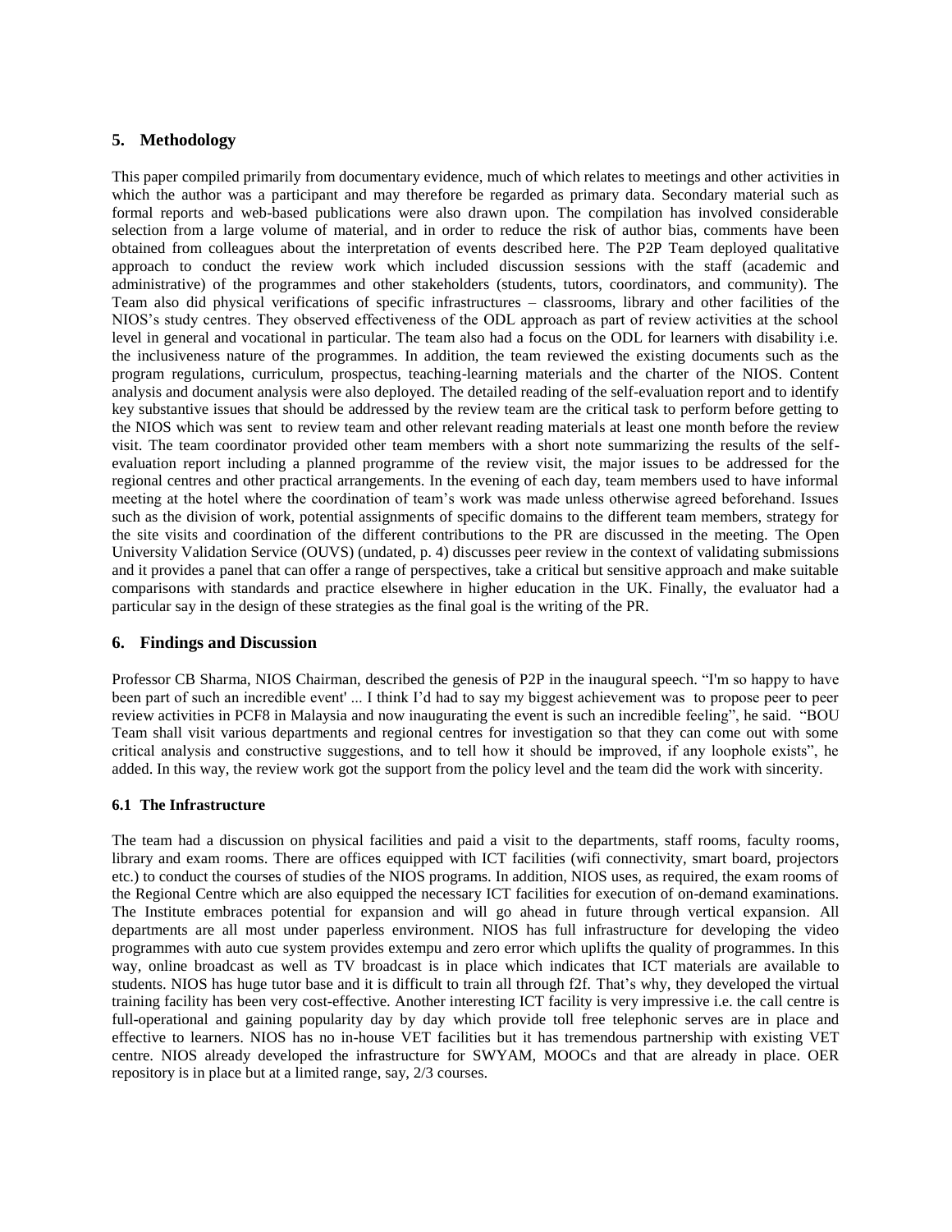## 5. Methodology

This paper compiled primarily from documentary evidence, much of which relates to meetings and other activities in which the author was a participant and may therefore be regarded as primary data. Secondary material such as formal reports and web-based publications were also drawn upon. The compilation has involved considerable selection from a large volume of material, and in order to reduce the risk of author bias, comments have been obtained from colleagues about the interpretation of events described here. The P2P Team deployed qualitative approach to conduct the review work which included discussion sessions with the staff (academic and administrative) of the programmes and other stakeholders (students, tutors, coordinators, and community). The Team also did physical verifications of specific infrastructures – classrooms, library and other facilities of the NIOS's study centres. They observed effectiveness of the ODL approach as part of review activities at the school level in general and vocational in particular. The team also had a focus on the ODL for learners with disability i.e. the inclusiveness nature of the programmes. In addition, the team reviewed the existing documents such as the program regulations, curriculum, prospectus, teaching-learning materials and the charter of the NIOS. Content analysis and document analysis were also deployed. The detailed reading of the self-evaluation report and to identify key substantive issues that should be addressed by the review team are the critical task to perform before getting to the NIOS which was sent to review team and other relevant reading materials at least one month before the review visit. The team coordinator provided other team members with a short note summarizing the results of the self-evaluation report including a planned programme of the review visit, the major issues to be addressed for the regional centres and other practical arrangements. In the evening of each day, team members used to have informal meeting at the hotel where the coordination of team's work was made unless otherwise agreed beforehand. Issues such as the division of work, potential assignments of specific domains to the different team members, strategy for the site visits and coordination of the different contributions to the PR are discussed in the meeting. The Open University Validation Service (OUVS) (undated, p. 4) discusses peer review in the context of validating submissions and it provides a panel that can offer a range of perspectives, take a critical but sensitive approach and make suitable comparisons with standards and practice elsewhere in higher education in the UK. Finally, the evaluator had a particular say in the design of these strategies as the final goal is the writing of the PR.

## 6. Findings and Discussion

Professor CB Sharma, NIOS Chairman, described the genesis of P2P in the inaugural speech. "I'm so happy to have been part of such an incredible event' ... I think I'd had to say my biggest achievement was to propose peer to peer review activities in PCF8 in Malaysia and now inaugurating the event is such an incredible feeling", he said. "BOU Team shall visit various departments and regional centres for investigation so that they can come out with some critical analysis and constructive suggestions, and to tell how it should be improved, if any loophole exists", he added. In this way, the review work got the support from the policy level and the team did the work with sincerity.

### 6.1 The Infrastructure

The team had a discussion on physical facilities and paid a visit to the departments, staff rooms, faculty rooms, library and exam rooms. There are offices equipped with ICT facilities (wifi connectivity, smart board, projectors etc.) to conduct the courses of studies of the NIOS programs. In addition, NIOS uses, as required, the exam rooms of the Regional Centre which are also equipped the necessary ICT facilities for execution of on-demand examinations. The Institute embraces potential for expansion and will go ahead in future through vertical expansion. All departments are all most under paperless environment. NIOS has full infrastructure for developing the video programmes with auto cue system provides extempu and zero error which uplifts the quality of programmes. In this way, online broadcast as well as TV broadcast is in place which indicates that ICT materials are available to students. NIOS has huge tutor base and it is difficult to train all through f2f. That's why, they developed the virtual training facility has been very cost-effective. Another interesting ICT facility is very impressive i.e. the call centre is full-operational and gaining popularity day by day which provide toll free telephonic serves are in place and effective to learners. NIOS has no in-house VET facilities but it has tremendous partnership with existing VET centre. NIOS already developed the infrastructure for SWYAM, MOOCs and that are already in place. OER repository is in place but at a limited range, say, 2/3 courses.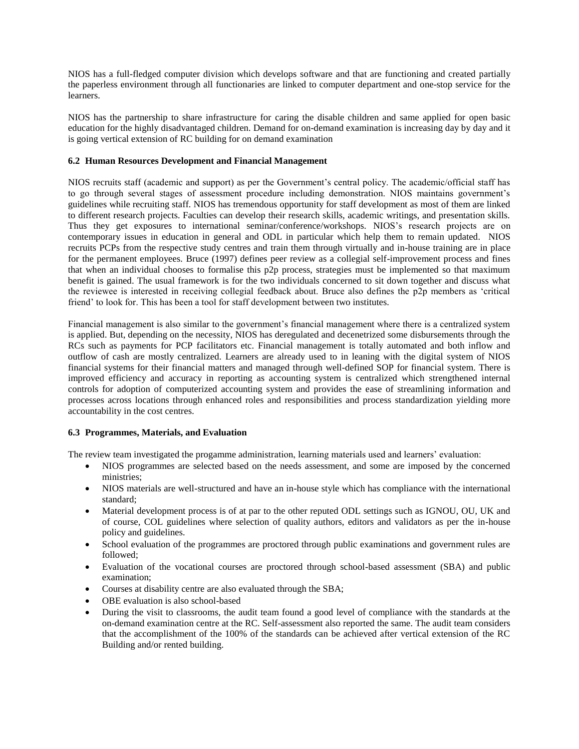NIOS has a full-fledged computer division which develops software and that are functioning and created partially the paperless environment through all functionaries are linked to computer department and one-stop service for the learners.

NIOS has the partnership to share infrastructure for caring the disable children and same applied for open basic education for the highly disadvantaged children. Demand for on-demand examination is increasing day by day and it is going vertical extension of RC building for on demand examination

### 6.2 Human Resources Development and Financial Management

NIOS recruits staff (academic and support) as per the Government's central policy. The academic/official staff has to go through several stages of assessment procedure including demonstration. NIOS maintains government's guidelines while recruiting staff. NIOS has tremendous opportunity for staff development as most of them are linked to different research projects. Faculties can develop their research skills, academic writings, and presentation skills. Thus they get exposures to international seminar/conference/workshops. NIOS's research projects are on contemporary issues in education in general and ODL in particular which help them to remain updated. NIOS recruits PCPs from the respective study centres and train them through virtually and in-house training are in place for the permanent employees. Bruce (1997) defines peer review as a collegial self-improvement process and fines that when an individual chooses to formalise this p2p process, strategies must be implemented so that maximum benefit is gained. The usual framework is for the two individuals concerned to sit down together and discuss what the reviewee is interested in receiving collegial feedback about. Bruce also defines the p2p members as 'critical friend' to look for. This has been a tool for staff development between two institutes.

Financial management is also similar to the government's financial management where there is a centralized system is applied. But, depending on the necessity, NIOS has deregulated and decenetrized some disbursements through the RCs such as payments for PCP facilitators etc. Financial management is totally automated and both inflow and outflow of cash are mostly centralized. Learners are already used to in leaning with the digital system of NIOS financial systems for their financial matters and managed through well-defined SOP for financial system. There is improved efficiency and accuracy in reporting as accounting system is centralized which strengthened internal controls for adoption of computerized accounting system and provides the ease of streamlining information and processes across locations through enhanced roles and responsibilities and process standardization yielding more accountability in the cost centres.

### 6.3 Programmes, Materials, and Evaluation

The review team investigated the progamme administration, learning materials used and learners' evaluation:

- NIOS programmes are selected based on the needs assessment, and some are imposed by the concerned ministries;
- NIOS materials are well-structured and have an in-house style which has compliance with the international standard;
- Material development process is of at par to the other reputed ODL settings such as IGNOU, OU, UK and of course, COL guidelines where selection of quality authors, editors and validators as per the in-house policy and guidelines.
- School evaluation of the programmes are proctored through public examinations and government rules are followed;
- Evaluation of the vocational courses are proctored through school-based assessment (SBA) and public examination;
- Courses at disability centre are also evaluated through the SBA;
- OBE evaluation is also school-based
- During the visit to classrooms, the audit team found a good level of compliance with the standards at the on-demand examination centre at the RC. Self-assessment also reported the same. The audit team considers that the accomplishment of the 100% of the standards can be achieved after vertical extension of the RC Building and/or rented building.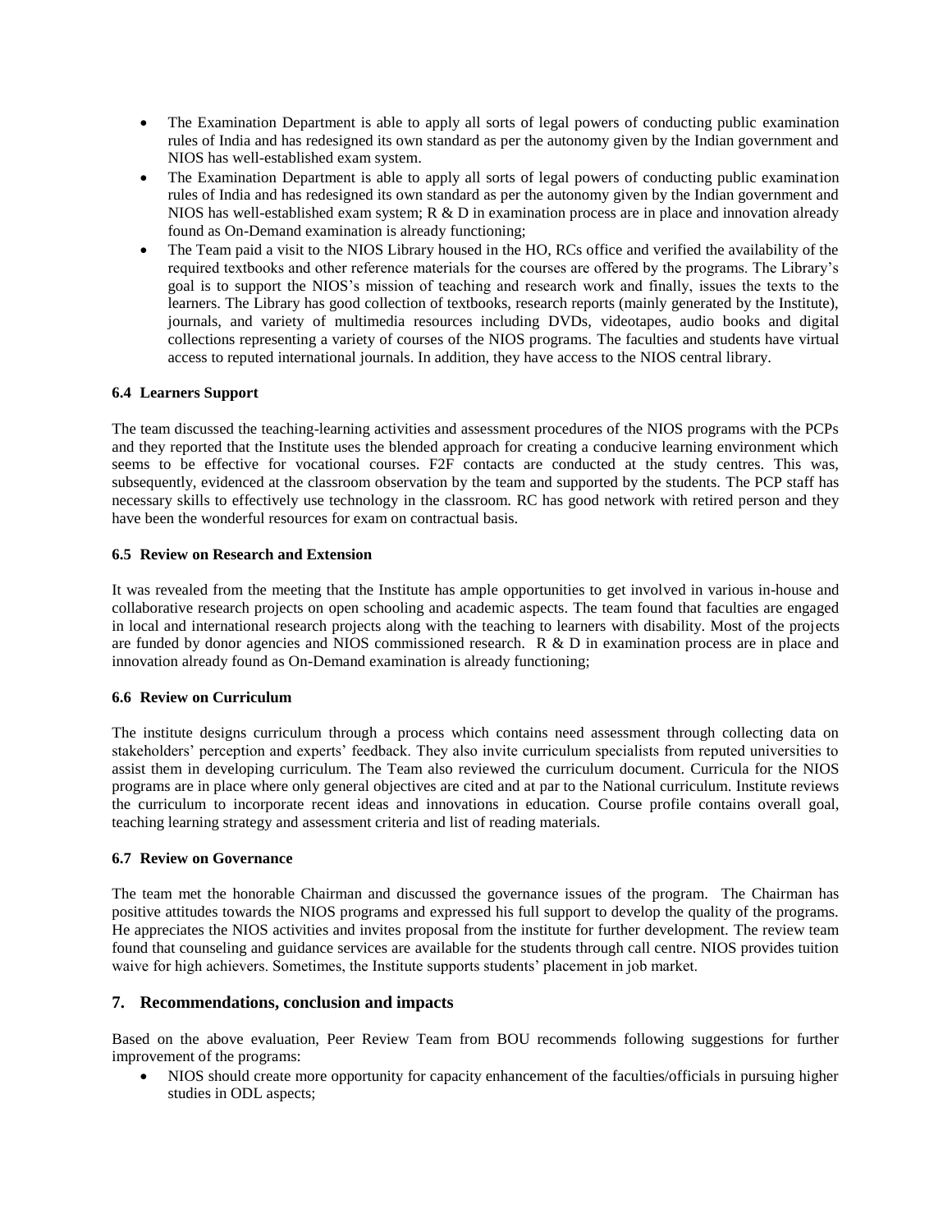- The Examination Department is able to apply all sorts of legal powers of conducting public examination rules of India and has redesigned its own standard as per the autonomy given by the Indian government and NIOS has well-established exam system.
- The Examination Department is able to apply all sorts of legal powers of conducting public examination rules of India and has redesigned its own standard as per the autonomy given by the Indian government and NIOS has well-established exam system; R & D in examination process are in place and innovation already found as On-Demand examination is already functioning;
- The Team paid a visit to the NIOS Library housed in the HO, RCs office and verified the availability of the required textbooks and other reference materials for the courses are offered by the programs. The Library's goal is to support the NIOS's mission of teaching and research work and finally, issues the texts to the learners. The Library has good collection of textbooks, research reports (mainly generated by the Institute), journals, and variety of multimedia resources including DVDs, videotapes, audio books and digital collections representing a variety of courses of the NIOS programs. The faculties and students have virtual access to reputed international journals. In addition, they have access to the NIOS central library.

**6.4 Learners Support**

The team discussed the teaching-learning activities and assessment procedures of the NIOS programs with the PCPs and they reported that the Institute uses the blended approach for creating a conducive learning environment which seems to be effective for vocational courses. F2F contacts are conducted at the study centres. This was, subsequently, evidenced at the classroom observation by the team and supported by the students. The PCP staff has necessary skills to effectively use technology in the classroom. RC has good network with retired person and they have been the wonderful resources for exam on contractual basis.

**6.5 Review on Research and Extension**

It was revealed from the meeting that the Institute has ample opportunities to get involved in various in-house and collaborative research projects on open schooling and academic aspects. The team found that faculties are engaged in local and international research projects along with the teaching to learners with disability. Most of the projects are funded by donor agencies and NIOS commissioned research. R & D in examination process are in place and innovation already found as On-Demand examination is already functioning;

**6.6 Review on Curriculum**

The institute designs curriculum through a process which contains need assessment through collecting data on stakeholders' perception and experts' feedback. They also invite curriculum specialists from reputed universities to assist them in developing curriculum. The Team also reviewed the curriculum document. Curricula for the NIOS programs are in place where only general objectives are cited and at par to the National curriculum. Institute reviews the curriculum to incorporate recent ideas and innovations in education. Course profile contains overall goal, teaching learning strategy and assessment criteria and list of reading materials.

**6.7 Review on Governance**

The team met the honorable Chairman and discussed the governance issues of the program. The Chairman has positive attitudes towards the NIOS programs and expressed his full support to develop the quality of the programs. He appreciates the NIOS activities and invites proposal from the institute for further development. The review team found that counseling and guidance services are available for the students through call centre. NIOS provides tuition waive for high achievers. Sometimes, the Institute supports students' placement in job market.

## 7. Recommendations, conclusion and impacts

Based on the above evaluation, Peer Review Team from BOU recommends following suggestions for further improvement of the programs:

- NIOS should create more opportunity for capacity enhancement of the faculties/officials in pursuing higher studies in ODL aspects;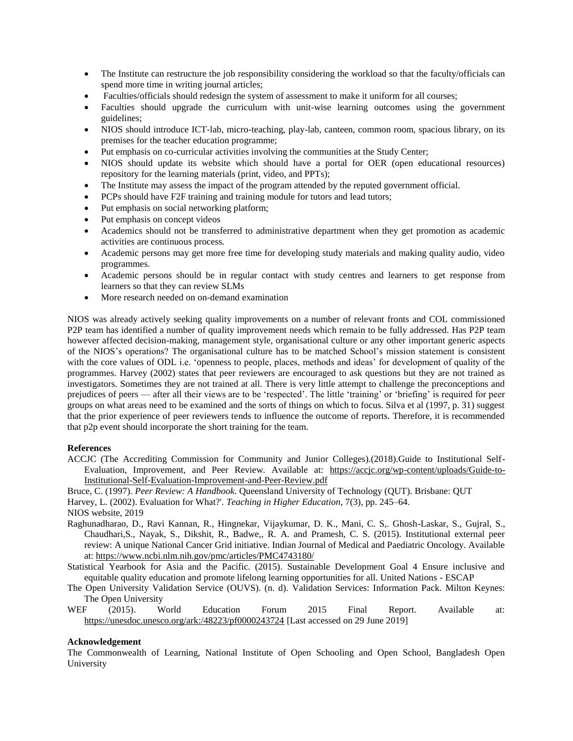- The Institute can restructure the job responsibility considering the workload so that the faculty/officials can spend more time in writing journal articles;
- Faculties/officials should redesign the system of assessment to make it uniform for all courses;
- Faculties should upgrade the curriculum with unit-wise learning outcomes using the government guidelines;
- NIOS should introduce ICT-lab, micro-teaching, play-lab, canteen, common room, spacious library, on its premises for the teacher education programme;
- Put emphasis on co-curricular activities involving the communities at the Study Center;
- NIOS should update its website which should have a portal for OER (open educational resources) repository for the learning materials (print, video, and PPTs);
- The Institute may assess the impact of the program attended by the reputed government official.
- PCPs should have F2F training and training module for tutors and lead tutors;
- Put emphasis on social networking platform;
- Put emphasis on concept videos
- Academics should not be transferred to administrative department when they get promotion as academic activities are continuous process.
- Academic persons may get more free time for developing study materials and making quality audio, video programmes.
- Academic persons should be in regular contact with study centres and learners to get response from learners so that they can review SLMs
- More research needed on on-demand examination

NIOS was already actively seeking quality improvements on a number of relevant fronts and COL commissioned P2P team has identified a number of quality improvement needs which remain to be fully addressed. Has P2P team however affected decision-making, management style, organisational culture or any other important generic aspects of the NIOS's operations? The organisational culture has to be matched School's mission statement is consistent with the core values of ODL i.e. 'openness to people, places, methods and ideas' for development of quality of the programmes. Harvey (2002) states that peer reviewers are encouraged to ask questions but they are not trained as investigators. Sometimes they are not trained at all. There is very little attempt to challenge the preconceptions and prejudices of peers — after all their views are to be 'respected'. The little 'training' or 'briefing' is required for peer groups on what areas need to be examined and the sorts of things on which to focus. Silva et al (1997, p. 31) suggest that the prior experience of peer reviewers tends to influence the outcome of reports. Therefore, it is recommended that p2p event should incorporate the short training for the team.

**References**

ACCJC (The Accrediting Commission for Community and Junior Colleges).(2018).Guide to Institutional Self-Evaluation, Improvement, and Peer Review. Available at: https://accjc.org/wp-content/uploads/Guide-to-Institutional-Self-Evaluation-Improvement-and-Peer-Review.pdf

Bruce, C. (1997). *Peer Review: A Handbook*. Queensland University of Technology (QUT). Brisbane: QUT

Harvey, L. (2002). Evaluation for What?'. *Teaching in Higher Education,* 7(3), pp. 245–64.

NIOS website, 2019

Raghunadharao, D., Ravi Kannan, R., Hingnekar, Vijaykumar, D. K., Mani, C. S,. Ghosh-Laskar, S., Gujral, S., Chaudhari,S., Nayak, S., Dikshit, R., Badwe,, R. A. and Pramesh, C. S. (2015). Institutional external peer review: A unique National Cancer Grid initiative. Indian Journal of Medical and Paediatric Oncology. Available at: https://www.ncbi.nlm.nih.gov/pmc/articles/PMC4743180/

Statistical Yearbook for Asia and the Pacific. (2015). Sustainable Development Goal 4 Ensure inclusive and equitable quality education and promote lifelong learning opportunities for all. United Nations - ESCAP

The Open University Validation Service (OUVS). (n. d). Validation Services: Information Pack. Milton Keynes: The Open University

WEF (2015). World Education Forum 2015 Final Report. Available at: https://unesdoc.unesco.org/ark:/48223/pf0000243724 [Last accessed on 29 June 2019]

**Acknowledgement**

The Commonwealth of Learning, National Institute of Open Schooling and Open School, Bangladesh Open University